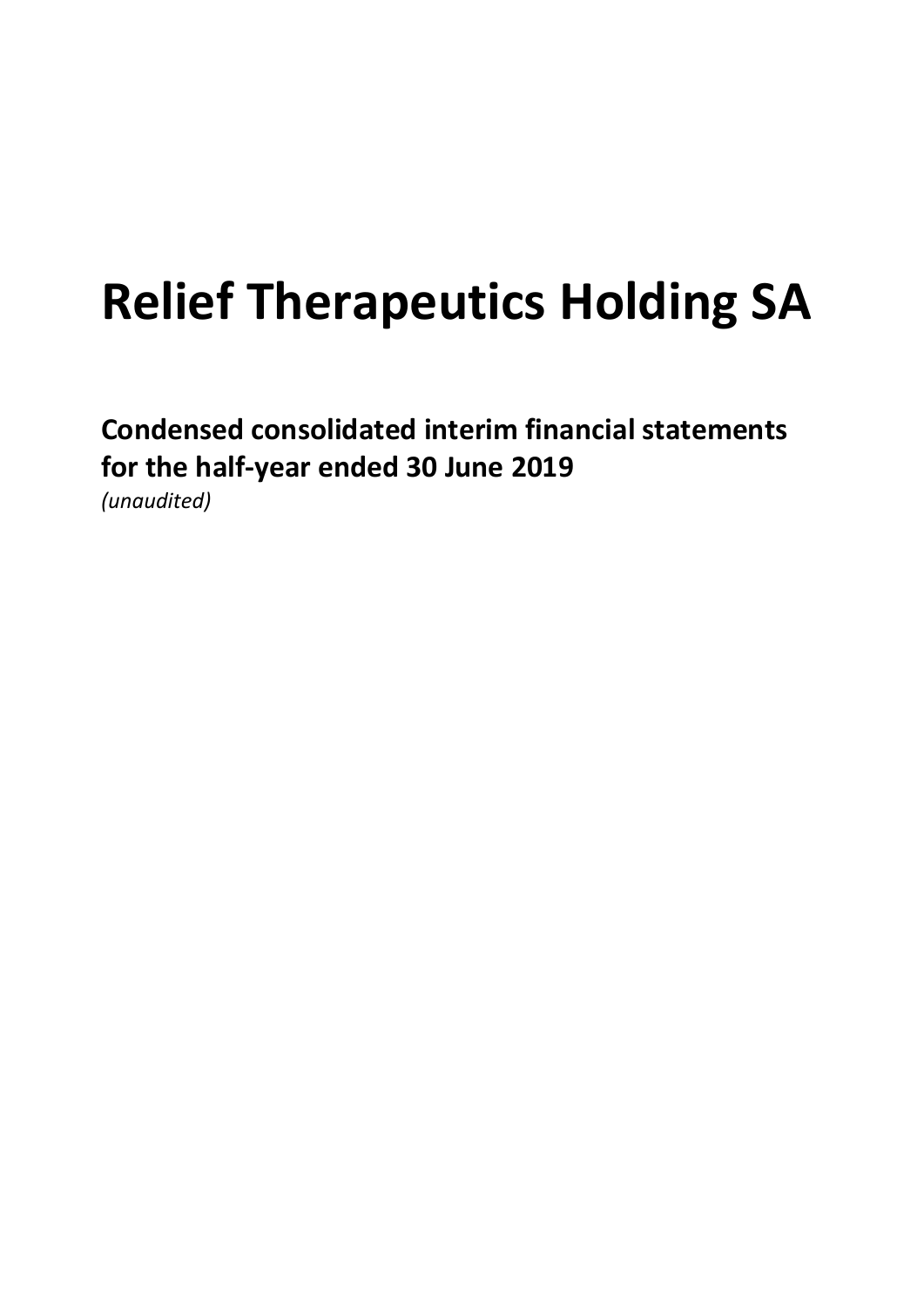# Relief Therapeutics Holding SA

## Condensed consolidated interim financial statements for the half-year ended 30 June 2019

*(unaudited)*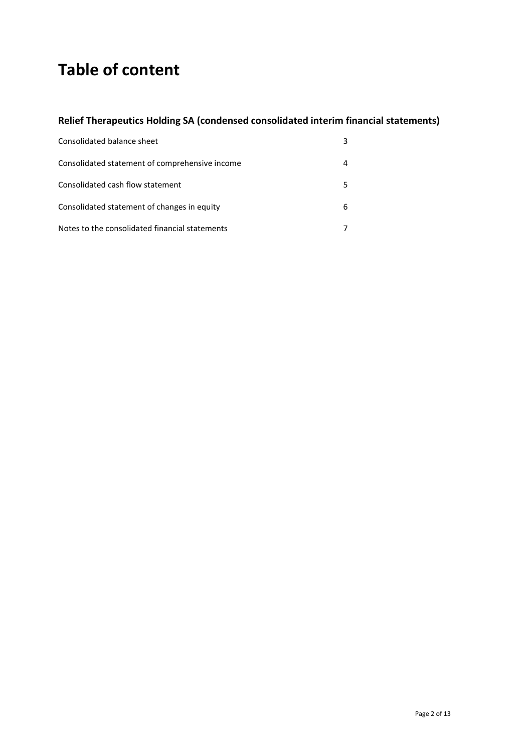# Table of content

## Relief Therapeutics Holding SA (condensed consolidated interim financial statements)

| | |
|---|---|
| Consolidated balance sheet | 3 |
| Consolidated statement of comprehensive income | 4 |
| Consolidated cash flow statement | 5 |
| Consolidated statement of changes in equity | 6 |
| Notes to the consolidated financial statements | 7 |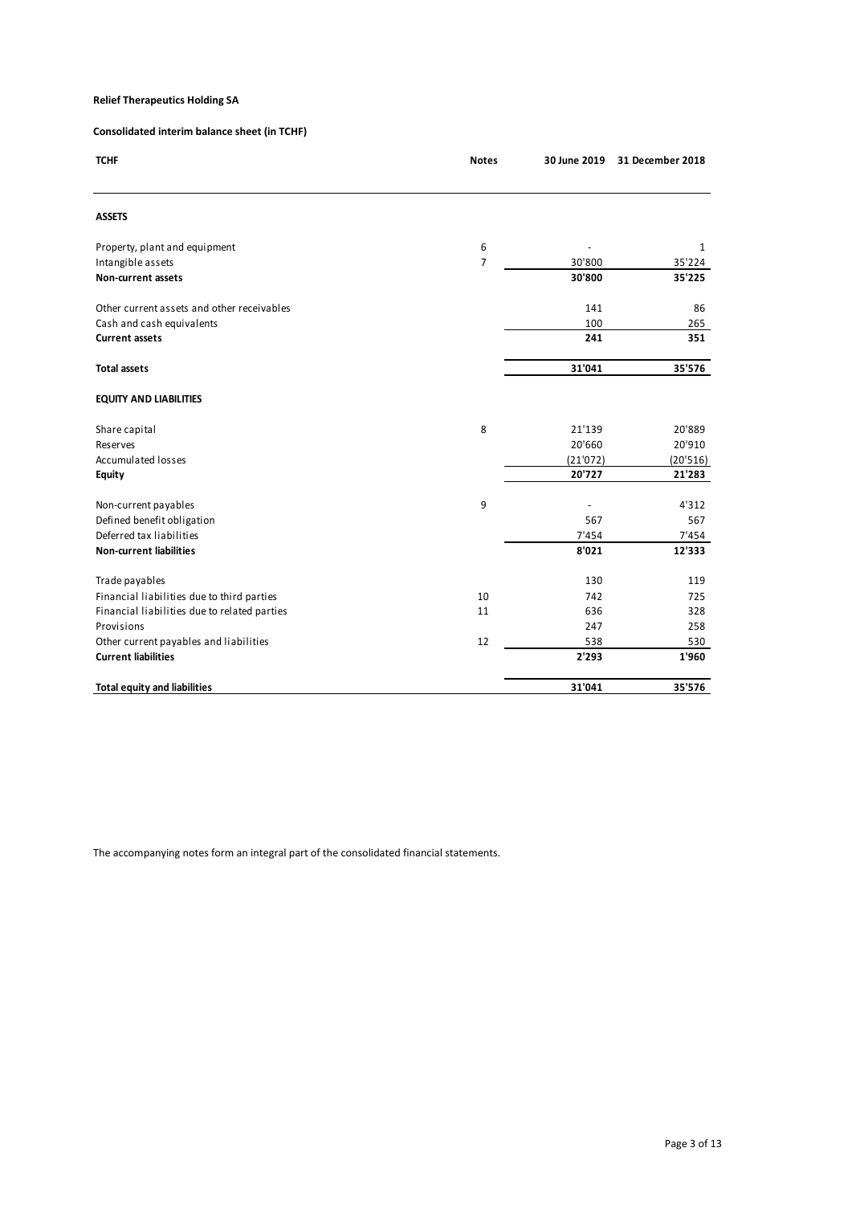**Relief Therapeutics Holding SA**

**Consolidated interim balance sheet (in TCHF)**

| TCHF | Notes | 30 June 2019 | 31 December 2018 |
|---|---|---|---|
| **ASSETS** | | | |
| Property, plant and equipment | 6 | - | 1 |
| Intangible assets | 7 | 30'800 | 35'224 |
| **Non-current assets** | | **30'800** | **35'225** |
| Other current assets and other receivables | | 141 | 86 |
| Cash and cash equivalents | | 100 | 265 |
| **Current assets** | | **241** | **351** |
| **Total assets** | | **31'041** | **35'576** |
| **EQUITY AND LIABILITIES** | | | |
| Share capital | 8 | 21'139 | 20'889 |
| Reserves | | 20'660 | 20'910 |
| Accumulated losses | | (21'072) | (20'516) |
| **Equity** | | **20'727** | **21'283** |
| Non-current payables | 9 | - | 4'312 |
| Defined benefit obligation | | 567 | 567 |
| Deferred tax liabilities | | 7'454 | 7'454 |
| **Non-current liabilities** | | **8'021** | **12'333** |
| Trade payables | | 130 | 119 |
| Financial liabilities due to third parties | 10 | 742 | 725 |
| Financial liabilities due to related parties | 11 | 636 | 328 |
| Provisions | | 247 | 258 |
| Other current payables and liabilities | 12 | 538 | 530 |
| **Current liabilities** | | **2'293** | **1'960** |
| **Total equity and liabilities** | | **31'041** | **35'576** |

The accompanying notes form an integral part of the consolidated financial statements.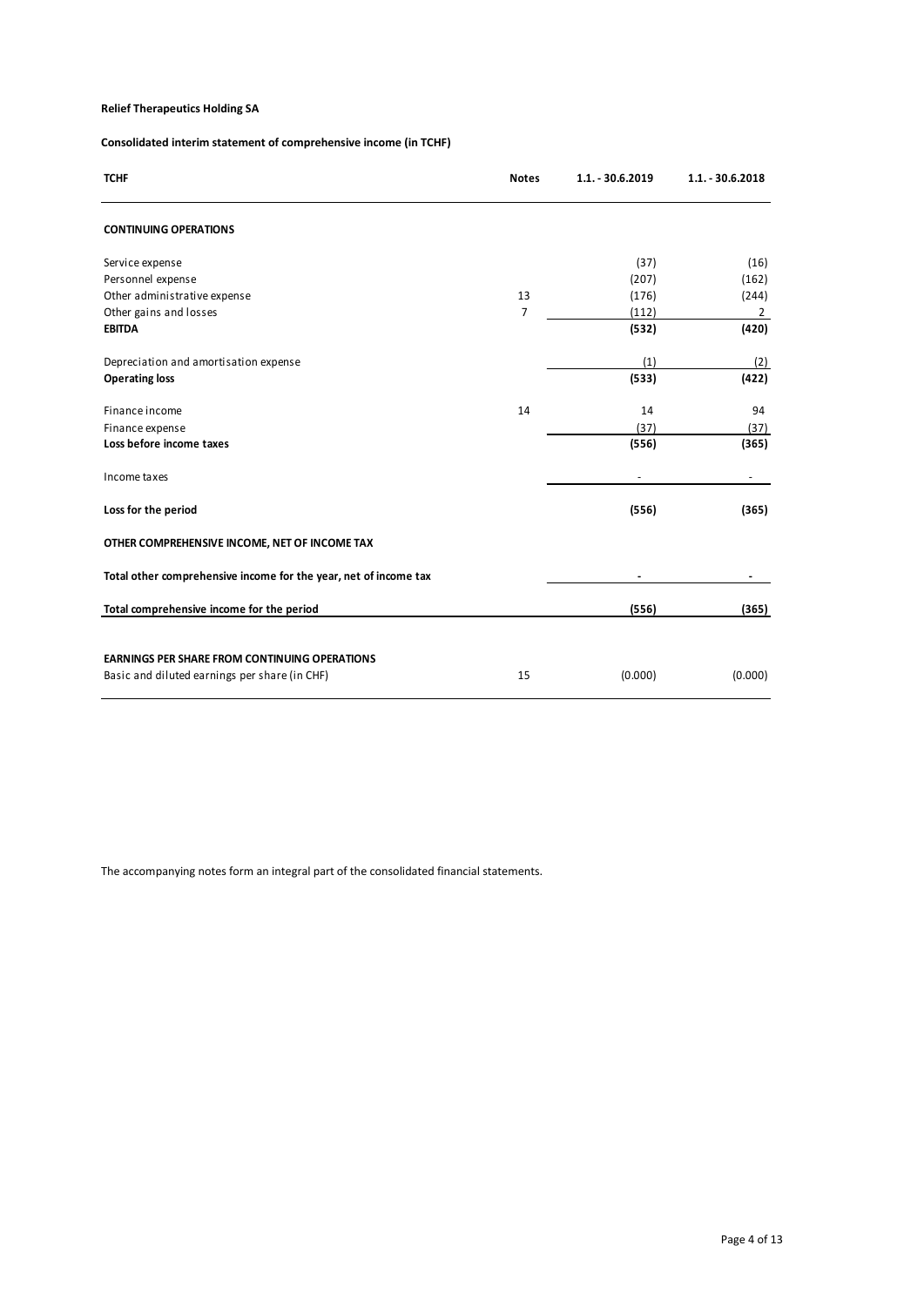**Relief Therapeutics Holding SA**

**Consolidated interim statement of comprehensive income (in TCHF)**

| TCHF | Notes | 1.1. - 30.6.2019 | 1.1. - 30.6.2018 |
|---|---|---|---|
| **CONTINUING OPERATIONS** | | | |
| Service expense | | (37) | (16) |
| Personnel expense | | (207) | (162) |
| Other administrative expense | 13 | (176) | (244) |
| Other gains and losses | 7 | (112) | 2 |
| **EBITDA** | | **(532)** | **(420)** |
| Depreciation and amortisation expense | | (1) | (2) |
| **Operating loss** | | **(533)** | **(422)** |
| Finance income | 14 | 14 | 94 |
| Finance expense | | (37) | (37) |
| **Loss before income taxes** | | **(556)** | **(365)** |
| Income taxes | | - | - |
| **Loss for the period** | | **(556)** | **(365)** |
| **OTHER COMPREHENSIVE INCOME, NET OF INCOME TAX** | | | |
| **Total other comprehensive income for the year, net of income tax** | | **-** | **-** |
| **Total comprehensive income for the period** | | **(556)** | **(365)** |
| **EARNINGS PER SHARE FROM CONTINUING OPERATIONS** | | | |
| Basic and diluted earnings per share (in CHF) | 15 | (0.000) | (0.000) |

The accompanying notes form an integral part of the consolidated financial statements.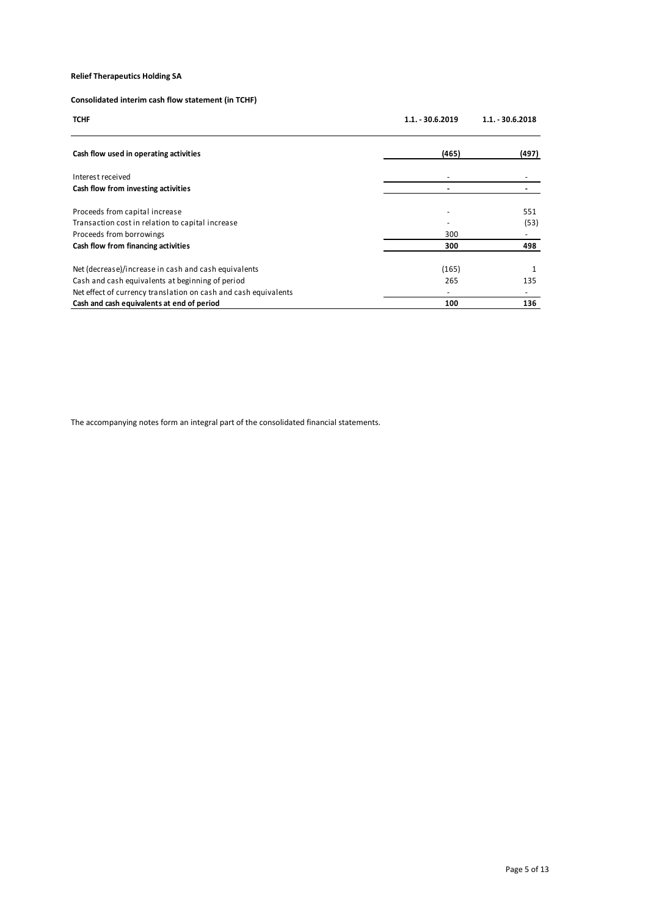**Relief Therapeutics Holding SA**

**Consolidated interim cash flow statement (in TCHF)**

| TCHF | 1.1. - 30.6.2019 | 1.1. - 30.6.2018 |
|---|---|---|
| **Cash flow used in operating activities** | **(465)** | **(497)** |
| Interest received | - | - |
| **Cash flow from investing activities** | **-** | **-** |
| Proceeds from capital increase | - | 551 |
| Transaction cost in relation to capital increase | - | (53) |
| Proceeds from borrowings | 300 | - |
| **Cash flow from financing activities** | **300** | **498** |
| Net (decrease)/increase in cash and cash equivalents | (165) | 1 |
| Cash and cash equivalents at beginning of period | 265 | 135 |
| Net effect of currency translation on cash and cash equivalents | - | - |
| **Cash and cash equivalents at end of period** | **100** | **136** |

The accompanying notes form an integral part of the consolidated financial statements.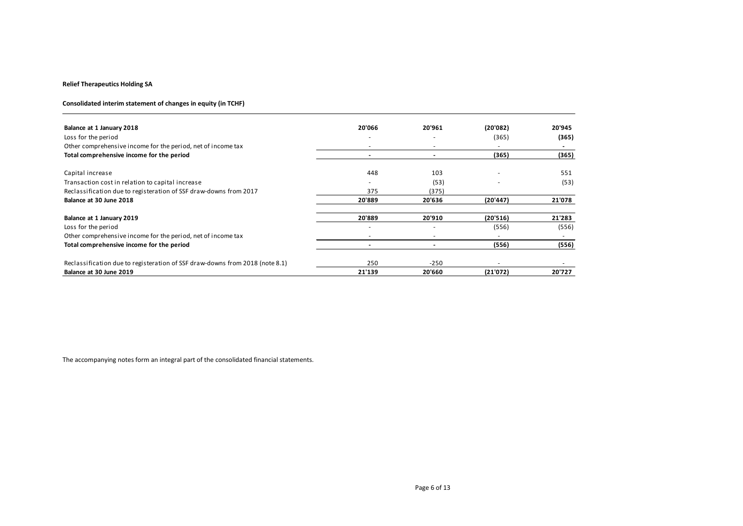**Relief Therapeutics Holding SA**

**Consolidated interim statement of changes in equity (in TCHF)**

| | | | | |
|---|---|---|---|---|
| **Balance at 1 January 2018** | **20'066** | **20'961** | **(20'082)** | **20'945** |
| Loss for the period | - | - | (365) | **(365)** |
| Other comprehensive income for the period, net of income tax | - | - | - | **-** |
| **Total comprehensive income for the period** | **-** | **-** | **(365)** | **(365)** |
| Capital increase | 448 | 103 | - | 551 |
| Transaction cost in relation to capital increase | - | (53) | - | (53) |
| Reclassification due to registeration of SSF draw-downs from 2017 | 375 | (375) | | |
| **Balance at 30 June 2018** | **20'889** | **20'636** | **(20'447)** | **21'078** |
| **Balance at 1 January 2019** | **20'889** | **20'910** | **(20'516)** | **21'283** |
| Loss for the period | - | - | (556) | (556) |
| Other comprehensive income for the period, net of income tax | - | - | - | - |
| **Total comprehensive income for the period** | **-** | **-** | **(556)** | **(556)** |
| Reclassification due to registeration of SSF draw-downs from 2018 (note 8.1) | 250 | -250 | - | - |
| **Balance at 30 June 2019** | **21'139** | **20'660** | **(21'072)** | **20'727** |

The accompanying notes form an integral part of the consolidated financial statements.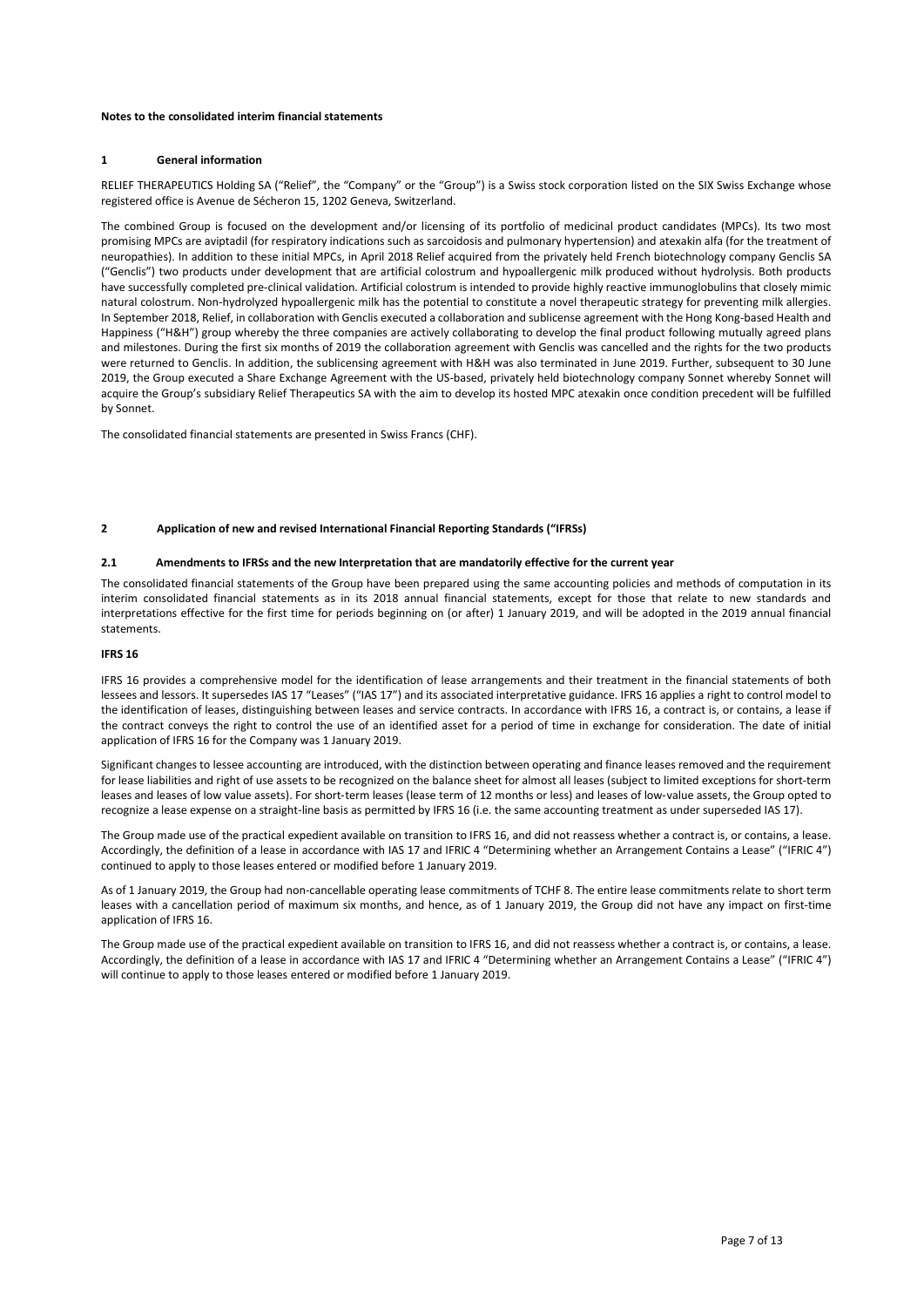**Notes to the consolidated interim financial statements**

## 1 General information

RELIEF THERAPEUTICS Holding SA ("Relief", the "Company" or the "Group") is a Swiss stock corporation listed on the SIX Swiss Exchange whose registered office is Avenue de Sécheron 15, 1202 Geneva, Switzerland.

The combined Group is focused on the development and/or licensing of its portfolio of medicinal product candidates (MPCs). Its two most promising MPCs are aviptadil (for respiratory indications such as sarcoidosis and pulmonary hypertension) and atexakin alfa (for the treatment of neuropathies). In addition to these initial MPCs, in April 2018 Relief acquired from the privately held French biotechnology company Genclis SA ("Genclis") two products under development that are artificial colostrum and hypoallergenic milk produced without hydrolysis. Both products have successfully completed pre-clinical validation. Artificial colostrum is intended to provide highly reactive immunoglobulins that closely mimic natural colostrum. Non-hydrolyzed hypoallergenic milk has the potential to constitute a novel therapeutic strategy for preventing milk allergies. In September 2018, Relief, in collaboration with Genclis executed a collaboration and sublicense agreement with the Hong Kong-based Health and Happiness ("H&H") group whereby the three companies are actively collaborating to develop the final product following mutually agreed plans and milestones. During the first six months of 2019 the collaboration agreement with Genclis was cancelled and the rights for the two products were returned to Genclis. In addition, the sublicensing agreement with H&H was also terminated in June 2019. Further, subsequent to 30 June 2019, the Group executed a Share Exchange Agreement with the US-based, privately held biotechnology company Sonnet whereby Sonnet will acquire the Group's subsidiary Relief Therapeutics SA with the aim to develop its hosted MPC atexakin once condition precedent will be fulfilled by Sonnet.

The consolidated financial statements are presented in Swiss Francs (CHF).

## 2 Application of new and revised International Financial Reporting Standards ("IFRSs)

### 2.1 Amendments to IFRSs and the new Interpretation that are mandatorily effective for the current year

The consolidated financial statements of the Group have been prepared using the same accounting policies and methods of computation in its interim consolidated financial statements as in its 2018 annual financial statements, except for those that relate to new standards and interpretations effective for the first time for periods beginning on (or after) 1 January 2019, and will be adopted in the 2019 annual financial statements.

**IFRS 16**

IFRS 16 provides a comprehensive model for the identification of lease arrangements and their treatment in the financial statements of both lessees and lessors. It supersedes IAS 17 "Leases" ("IAS 17") and its associated interpretative guidance. IFRS 16 applies a right to control model to the identification of leases, distinguishing between leases and service contracts. In accordance with IFRS 16, a contract is, or contains, a lease if the contract conveys the right to control the use of an identified asset for a period of time in exchange for consideration. The date of initial application of IFRS 16 for the Company was 1 January 2019.

Significant changes to lessee accounting are introduced, with the distinction between operating and finance leases removed and the requirement for lease liabilities and right of use assets to be recognized on the balance sheet for almost all leases (subject to limited exceptions for short-term leases and leases of low value assets). For short-term leases (lease term of 12 months or less) and leases of low-value assets, the Group opted to recognize a lease expense on a straight-line basis as permitted by IFRS 16 (i.e. the same accounting treatment as under superseded IAS 17).

The Group made use of the practical expedient available on transition to IFRS 16, and did not reassess whether a contract is, or contains, a lease. Accordingly, the definition of a lease in accordance with IAS 17 and IFRIC 4 "Determining whether an Arrangement Contains a Lease" ("IFRIC 4") continued to apply to those leases entered or modified before 1 January 2019.

As of 1 January 2019, the Group had non-cancellable operating lease commitments of TCHF 8. The entire lease commitments relate to short term leases with a cancellation period of maximum six months, and hence, as of 1 January 2019, the Group did not have any impact on first-time application of IFRS 16.

The Group made use of the practical expedient available on transition to IFRS 16, and did not reassess whether a contract is, or contains, a lease. Accordingly, the definition of a lease in accordance with IAS 17 and IFRIC 4 "Determining whether an Arrangement Contains a Lease" ("IFRIC 4") will continue to apply to those leases entered or modified before 1 January 2019.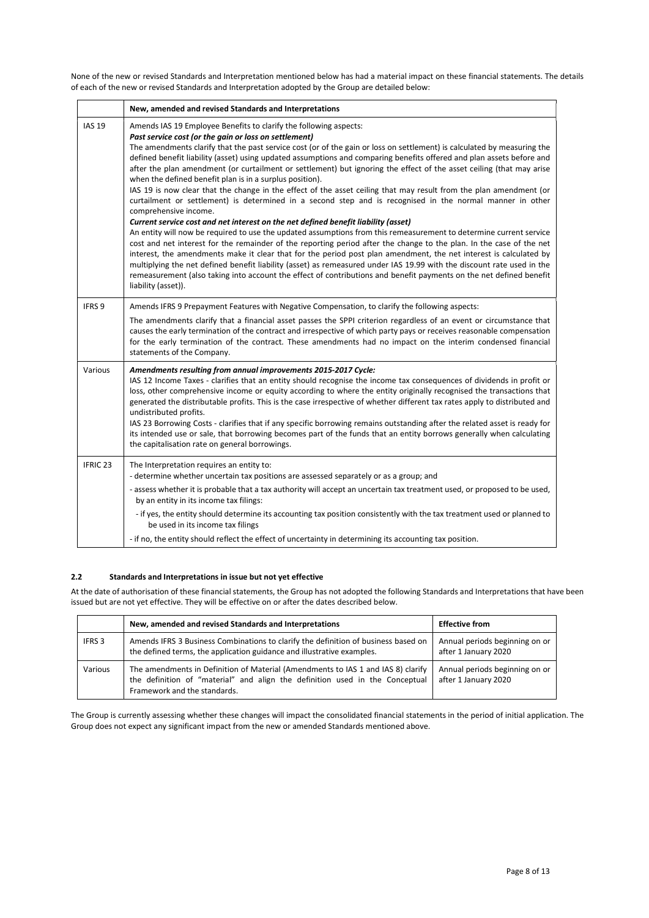None of the new or revised Standards and Interpretation mentioned below has had a material impact on these financial statements. The details of each of the new or revised Standards and Interpretation adopted by the Group are detailed below:

| | New, amended and revised Standards and Interpretations |
|---|---|
| IAS 19 | Amends IAS 19 Employee Benefits to clarify the following aspects:<br>***Past service cost (or the gain or loss on settlement)***<br>The amendments clarify that the past service cost (or of the gain or loss on settlement) is calculated by measuring the defined benefit liability (asset) using updated assumptions and comparing benefits offered and plan assets before and after the plan amendment (or curtailment or settlement) but ignoring the effect of the asset ceiling (that may arise when the defined benefit plan is in a surplus position).<br>IAS 19 is now clear that the change in the effect of the asset ceiling that may result from the plan amendment (or curtailment or settlement) is determined in a second step and is recognised in the normal manner in other comprehensive income.<br>***Current service cost and net interest on the net defined benefit liability (asset)***<br>An entity will now be required to use the updated assumptions from this remeasurement to determine current service cost and net interest for the remainder of the reporting period after the change to the plan. In the case of the net interest, the amendments make it clear that for the period post plan amendment, the net interest is calculated by multiplying the net defined benefit liability (asset) as remeasured under IAS 19.99 with the discount rate used in the remeasurement (also taking into account the effect of contributions and benefit payments on the net defined benefit liability (asset)). |
| IFRS 9 | Amends IFRS 9 Prepayment Features with Negative Compensation, to clarify the following aspects:<br>The amendments clarify that a financial asset passes the SPPI criterion regardless of an event or circumstance that causes the early termination of the contract and irrespective of which party pays or receives reasonable compensation for the early termination of the contract. These amendments had no impact on the interim condensed financial statements of the Company. |
| Various | ***Amendments resulting from annual improvements 2015-2017 Cycle:***<br>IAS 12 Income Taxes - clarifies that an entity should recognise the income tax consequences of dividends in profit or loss, other comprehensive income or equity according to where the entity originally recognised the transactions that generated the distributable profits. This is the case irrespective of whether different tax rates apply to distributed and undistributed profits.<br>IAS 23 Borrowing Costs - clarifies that if any specific borrowing remains outstanding after the related asset is ready for its intended use or sale, that borrowing becomes part of the funds that an entity borrows generally when calculating the capitalisation rate on general borrowings. |
| IFRIC 23 | The Interpretation requires an entity to:<br>- determine whether uncertain tax positions are assessed separately or as a group; and<br>- assess whether it is probable that a tax authority will accept an uncertain tax treatment used, or proposed to be used, by an entity in its income tax filings:<br>- if yes, the entity should determine its accounting tax position consistently with the tax treatment used or planned to be used in its income tax filings<br>- if no, the entity should reflect the effect of uncertainty in determining its accounting tax position. |

## 2.2 Standards and Interpretations in issue but not yet effective

At the date of authorisation of these financial statements, the Group has not adopted the following Standards and Interpretations that have been issued but are not yet effective. They will be effective on or after the dates described below.

| | New, amended and revised Standards and Interpretations | Effective from |
|---|---|---|
| IFRS 3 | Amends IFRS 3 Business Combinations to clarify the definition of business based on the defined terms, the application guidance and illustrative examples. | Annual periods beginning on or after 1 January 2020 |
| Various | The amendments in Definition of Material (Amendments to IAS 1 and IAS 8) clarify the definition of "material" and align the definition used in the Conceptual Framework and the standards. | Annual periods beginning on or after 1 January 2020 |

The Group is currently assessing whether these changes will impact the consolidated financial statements in the period of initial application. The Group does not expect any significant impact from the new or amended Standards mentioned above.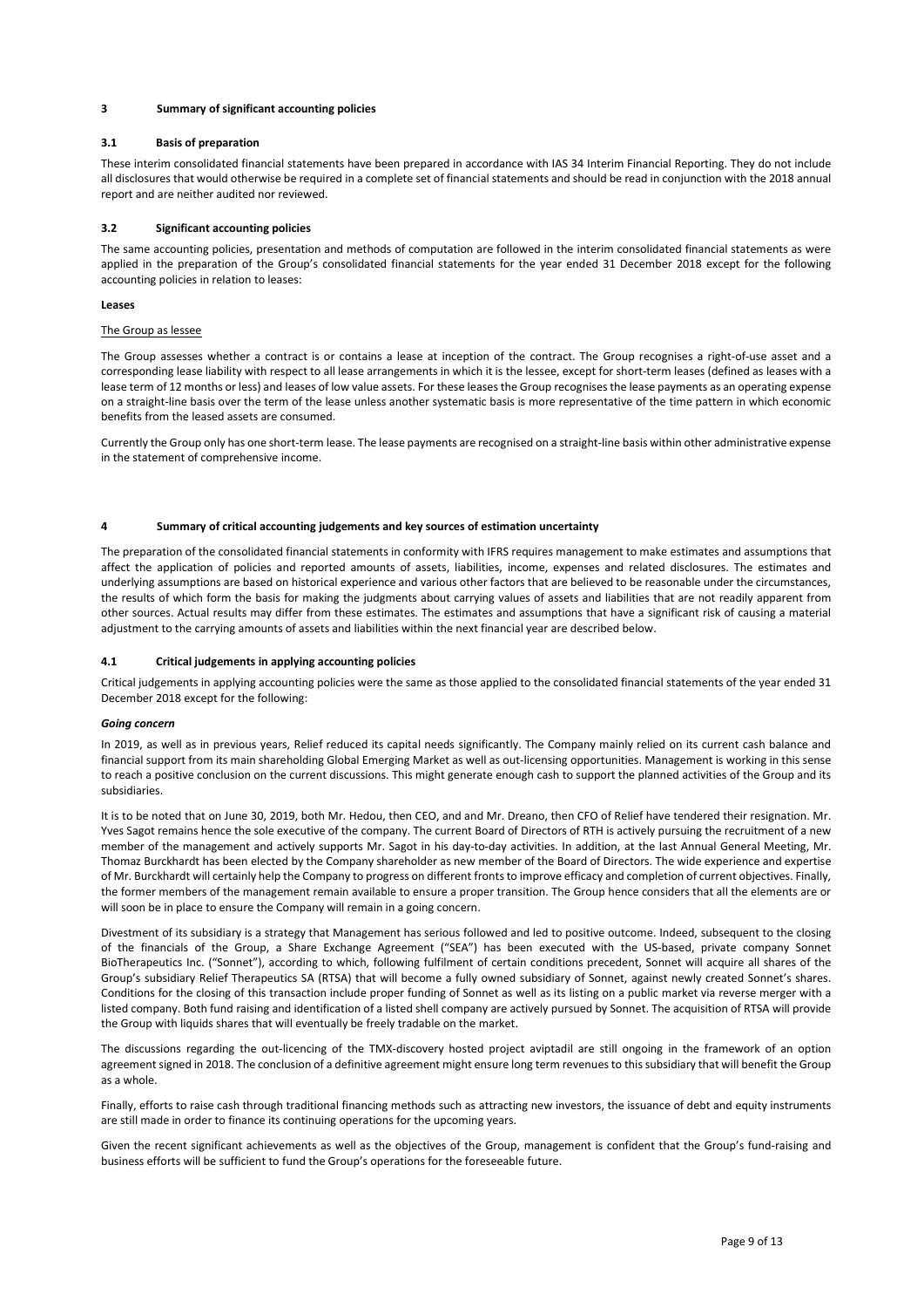## 3 Summary of significant accounting policies

### 3.1 Basis of preparation

These interim consolidated financial statements have been prepared in accordance with IAS 34 Interim Financial Reporting. They do not include all disclosures that would otherwise be required in a complete set of financial statements and should be read in conjunction with the 2018 annual report and are neither audited nor reviewed.

### 3.2 Significant accounting policies

The same accounting policies, presentation and methods of computation are followed in the interim consolidated financial statements as were applied in the preparation of the Group's consolidated financial statements for the year ended 31 December 2018 except for the following accounting policies in relation to leases:

**Leases**

The Group as lessee

The Group assesses whether a contract is or contains a lease at inception of the contract. The Group recognises a right-of-use asset and a corresponding lease liability with respect to all lease arrangements in which it is the lessee, except for short-term leases (defined as leases with a lease term of 12 months or less) and leases of low value assets. For these leases the Group recognises the lease payments as an operating expense on a straight-line basis over the term of the lease unless another systematic basis is more representative of the time pattern in which economic benefits from the leased assets are consumed.

Currently the Group only has one short-term lease. The lease payments are recognised on a straight-line basis within other administrative expense in the statement of comprehensive income.

## 4 Summary of critical accounting judgements and key sources of estimation uncertainty

The preparation of the consolidated financial statements in conformity with IFRS requires management to make estimates and assumptions that affect the application of policies and reported amounts of assets, liabilities, income, expenses and related disclosures. The estimates and underlying assumptions are based on historical experience and various other factors that are believed to be reasonable under the circumstances, the results of which form the basis for making the judgments about carrying values of assets and liabilities that are not readily apparent from other sources. Actual results may differ from these estimates. The estimates and assumptions that have a significant risk of causing a material adjustment to the carrying amounts of assets and liabilities within the next financial year are described below.

### 4.1 Critical judgements in applying accounting policies

Critical judgements in applying accounting policies were the same as those applied to the consolidated financial statements of the year ended 31 December 2018 except for the following:

***Going concern***

In 2019, as well as in previous years, Relief reduced its capital needs significantly. The Company mainly relied on its current cash balance and financial support from its main shareholding Global Emerging Market as well as out-licensing opportunities. Management is working in this sense to reach a positive conclusion on the current discussions. This might generate enough cash to support the planned activities of the Group and its subsidiaries.

It is to be noted that on June 30, 2019, both Mr. Hedou, then CEO, and and Mr. Dreano, then CFO of Relief have tendered their resignation. Mr. Yves Sagot remains hence the sole executive of the company. The current Board of Directors of RTH is actively pursuing the recruitment of a new member of the management and actively supports Mr. Sagot in his day-to-day activities. In addition, at the last Annual General Meeting, Mr. Thomaz Burckhardt has been elected by the Company shareholder as new member of the Board of Directors. The wide experience and expertise of Mr. Burckhardt will certainly help the Company to progress on different fronts to improve efficacy and completion of current objectives. Finally, the former members of the management remain available to ensure a proper transition. The Group hence considers that all the elements are or will soon be in place to ensure the Company will remain in a going concern.

Divestment of its subsidiary is a strategy that Management has serious followed and led to positive outcome. Indeed, subsequent to the closing of the financials of the Group, a Share Exchange Agreement ("SEA") has been executed with the US-based, private company Sonnet BioTherapeutics Inc. ("Sonnet"), according to which, following fulfilment of certain conditions precedent, Sonnet will acquire all shares of the Group's subsidiary Relief Therapeutics SA (RTSA) that will become a fully owned subsidiary of Sonnet, against newly created Sonnet's shares. Conditions for the closing of this transaction include proper funding of Sonnet as well as its listing on a public market via reverse merger with a listed shell company. Both fund raising and identification of a listed shell company are actively pursued by Sonnet. The acquisition of RTSA will provide the Group with liquids shares that will eventually be freely tradable on the market.

The discussions regarding the out-licencing of the TMX-discovery hosted project aviptadil are still ongoing in the framework of an option agreement signed in 2018. The conclusion of a definitive agreement might ensure long term revenues to this subsidiary that will benefit the Group as a whole.

Finally, efforts to raise cash through traditional financing methods such as attracting new investors, the issuance of debt and equity instruments are still made in order to finance its continuing operations for the upcoming years.

Given the recent significant achievements as well as the objectives of the Group, management is confident that the Group's fund-raising and business efforts will be sufficient to fund the Group's operations for the foreseeable future.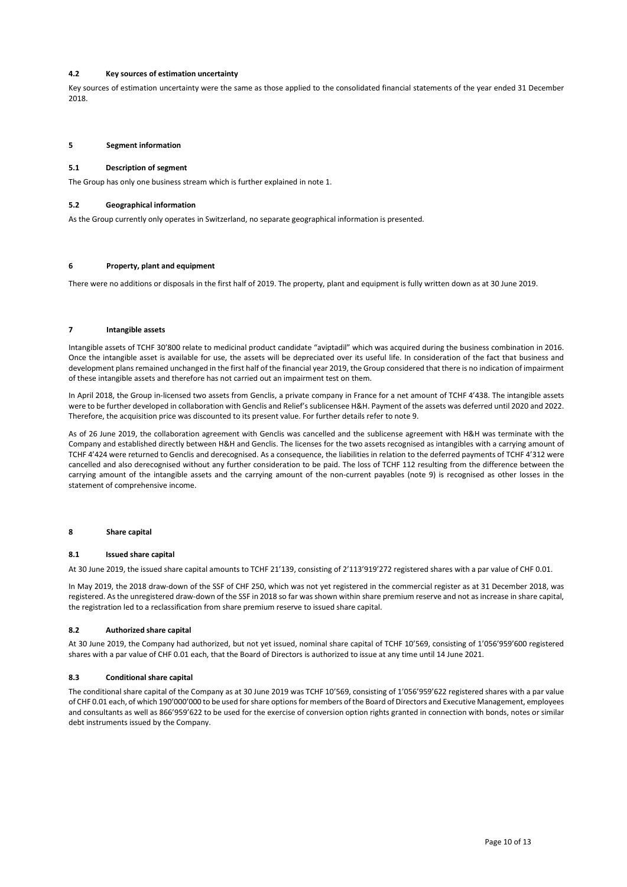### 4.2 Key sources of estimation uncertainty

Key sources of estimation uncertainty were the same as those applied to the consolidated financial statements of the year ended 31 December 2018.

## 5 Segment information

### 5.1 Description of segment

The Group has only one business stream which is further explained in note 1.

### 5.2 Geographical information

As the Group currently only operates in Switzerland, no separate geographical information is presented.

## 6 Property, plant and equipment

There were no additions or disposals in the first half of 2019. The property, plant and equipment is fully written down as at 30 June 2019.

## 7 Intangible assets

Intangible assets of TCHF 30'800 relate to medicinal product candidate "aviptadil" which was acquired during the business combination in 2016. Once the intangible asset is available for use, the assets will be depreciated over its useful life. In consideration of the fact that business and development plans remained unchanged in the first half of the financial year 2019, the Group considered that there is no indication of impairment of these intangible assets and therefore has not carried out an impairment test on them.

In April 2018, the Group in-licensed two assets from Genclis, a private company in France for a net amount of TCHF 4'438. The intangible assets were to be further developed in collaboration with Genclis and Relief's sublicensee H&H. Payment of the assets was deferred until 2020 and 2022. Therefore, the acquisition price was discounted to its present value. For further details refer to note 9.

As of 26 June 2019, the collaboration agreement with Genclis was cancelled and the sublicense agreement with H&H was terminate with the Company and established directly between H&H and Genclis. The licenses for the two assets recognised as intangibles with a carrying amount of TCHF 4'424 were returned to Genclis and derecognised. As a consequence, the liabilities in relation to the deferred payments of TCHF 4'312 were cancelled and also derecognised without any further consideration to be paid. The loss of TCHF 112 resulting from the difference between the carrying amount of the intangible assets and the carrying amount of the non-current payables (note 9) is recognised as other losses in the statement of comprehensive income.

## 8 Share capital

### 8.1 Issued share capital

At 30 June 2019, the issued share capital amounts to TCHF 21'139, consisting of 2'113'919'272 registered shares with a par value of CHF 0.01.

In May 2019, the 2018 draw-down of the SSF of CHF 250, which was not yet registered in the commercial register as at 31 December 2018, was registered. As the unregistered draw-down of the SSF in 2018 so far was shown within share premium reserve and not as increase in share capital, the registration led to a reclassification from share premium reserve to issued share capital.

### 8.2 Authorized share capital

At 30 June 2019, the Company had authorized, but not yet issued, nominal share capital of TCHF 10'569, consisting of 1'056'959'600 registered shares with a par value of CHF 0.01 each, that the Board of Directors is authorized to issue at any time until 14 June 2021.

### 8.3 Conditional share capital

The conditional share capital of the Company as at 30 June 2019 was TCHF 10'569, consisting of 1'056'959'622 registered shares with a par value of CHF 0.01 each, of which 190'000'000 to be used for share options for members of the Board of Directors and Executive Management, employees and consultants as well as 866'959'622 to be used for the exercise of conversion option rights granted in connection with bonds, notes or similar debt instruments issued by the Company.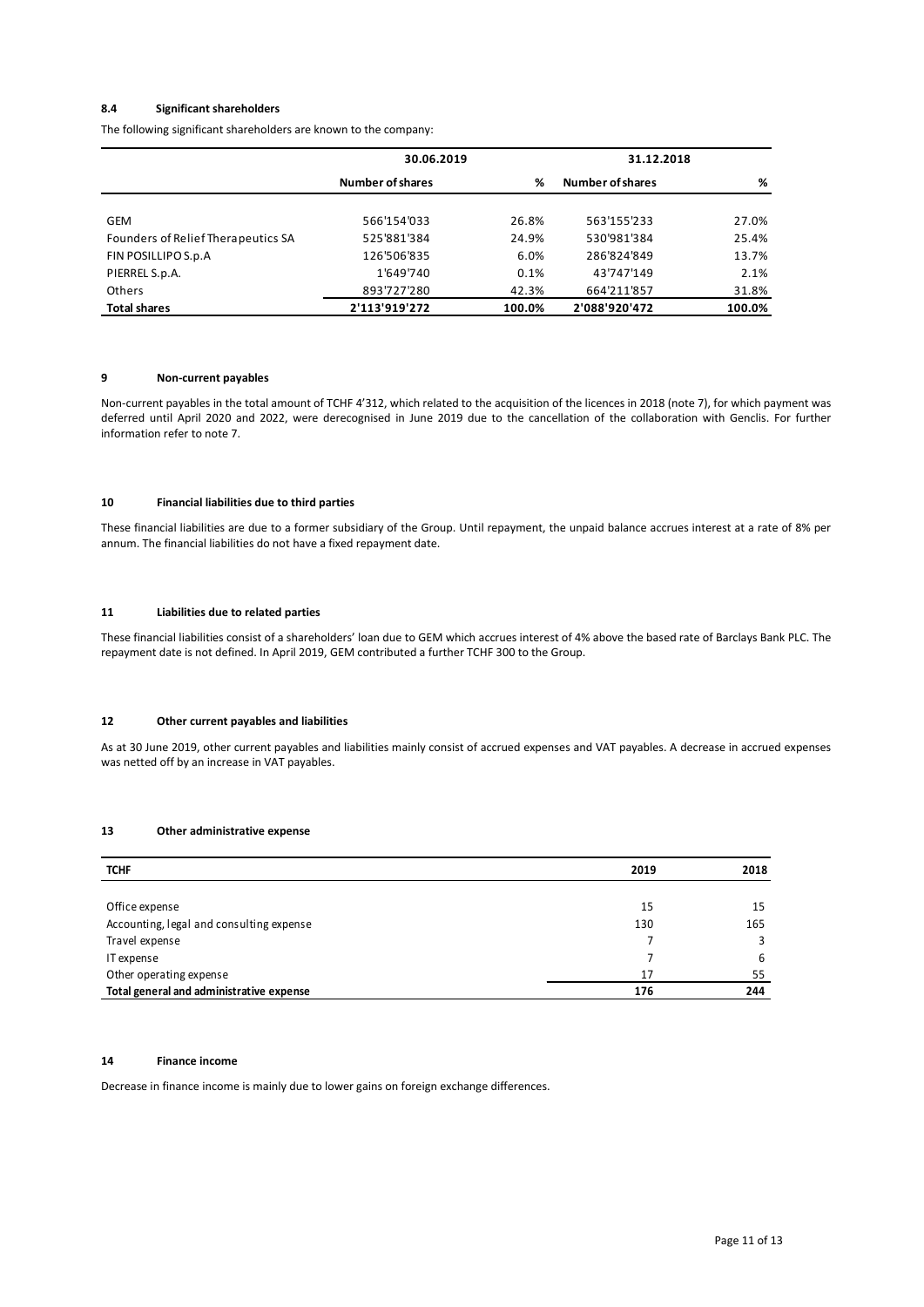### 8.4 Significant shareholders

The following significant shareholders are known to the company:

| | 30.06.2019 | | 31.12.2018 | |
|---|---|---|---|---|
| | Number of shares | % | Number of shares | % |
| GEM | 566'154'033 | 26.8% | 563'155'233 | 27.0% |
| Founders of Relief Therapeutics SA | 525'881'384 | 24.9% | 530'981'384 | 25.4% |
| FIN POSILLIPO S.p.A | 126'506'835 | 6.0% | 286'824'849 | 13.7% |
| PIERREL S.p.A. | 1'649'740 | 0.1% | 43'747'149 | 2.1% |
| Others | 893'727'280 | 42.3% | 664'211'857 | 31.8% |
| **Total shares** | **2'113'919'272** | **100.0%** | **2'088'920'472** | **100.0%** |

## 9 Non-current payables

Non-current payables in the total amount of TCHF 4'312, which related to the acquisition of the licences in 2018 (note 7), for which payment was deferred until April 2020 and 2022, were derecognised in June 2019 due to the cancellation of the collaboration with Genclis. For further information refer to note 7.

## 10 Financial liabilities due to third parties

These financial liabilities are due to a former subsidiary of the Group. Until repayment, the unpaid balance accrues interest at a rate of 8% per annum. The financial liabilities do not have a fixed repayment date.

## 11 Liabilities due to related parties

These financial liabilities consist of a shareholders' loan due to GEM which accrues interest of 4% above the based rate of Barclays Bank PLC. The repayment date is not defined. In April 2019, GEM contributed a further TCHF 300 to the Group.

## 12 Other current payables and liabilities

As at 30 June 2019, other current payables and liabilities mainly consist of accrued expenses and VAT payables. A decrease in accrued expenses was netted off by an increase in VAT payables.

## 13 Other administrative expense

| TCHF | 2019 | 2018 |
|---|---|---|
| Office expense | 15 | 15 |
| Accounting, legal and consulting expense | 130 | 165 |
| Travel expense | 7 | 3 |
| IT expense | 7 | 6 |
| Other operating expense | 17 | 55 |
| **Total general and administrative expense** | **176** | **244** |

## 14 Finance income

Decrease in finance income is mainly due to lower gains on foreign exchange differences.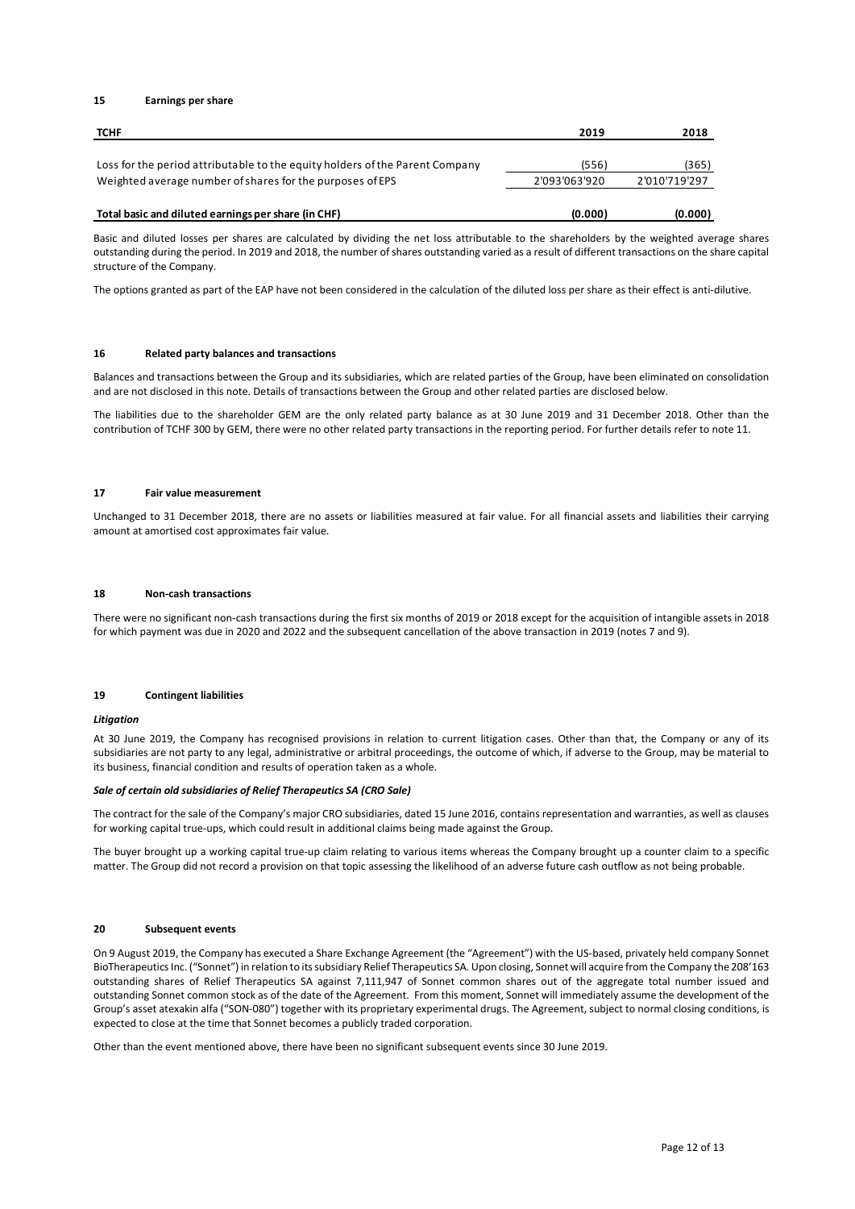### 15 Earnings per share

| TCHF | 2019 | 2018 |
|---|---|---|
| Loss for the period attributable to the equity holders of the Parent Company | (556) | (365) |
| Weighted average number of shares for the purposes of EPS | 2'093'063'920 | 2'010'719'297 |
| **Total basic and diluted earnings per share (in CHF)** | **(0.000)** | **(0.000)** |

Basic and diluted losses per shares are calculated by dividing the net loss attributable to the shareholders by the weighted average shares outstanding during the period. In 2019 and 2018, the number of shares outstanding varied as a result of different transactions on the share capital structure of the Company.

The options granted as part of the EAP have not been considered in the calculation of the diluted loss per share as their effect is anti-dilutive.

### 16 Related party balances and transactions

Balances and transactions between the Group and its subsidiaries, which are related parties of the Group, have been eliminated on consolidation and are not disclosed in this note. Details of transactions between the Group and other related parties are disclosed below.

The liabilities due to the shareholder GEM are the only related party balance as at 30 June 2019 and 31 December 2018. Other than the contribution of TCHF 300 by GEM, there were no other related party transactions in the reporting period. For further details refer to note 11.

### 17 Fair value measurement

Unchanged to 31 December 2018, there are no assets or liabilities measured at fair value. For all financial assets and liabilities their carrying amount at amortised cost approximates fair value.

### 18 Non-cash transactions

There were no significant non-cash transactions during the first six months of 2019 or 2018 except for the acquisition of intangible assets in 2018 for which payment was due in 2020 and 2022 and the subsequent cancellation of the above transaction in 2019 (notes 7 and 9).

### 19 Contingent liabilities

***Litigation***

At 30 June 2019, the Company has recognised provisions in relation to current litigation cases. Other than that, the Company or any of its subsidiaries are not party to any legal, administrative or arbitral proceedings, the outcome of which, if adverse to the Group, may be material to its business, financial condition and results of operation taken as a whole.

***Sale of certain old subsidiaries of Relief Therapeutics SA (CRO Sale)***

The contract for the sale of the Company's major CRO subsidiaries, dated 15 June 2016, contains representation and warranties, as well as clauses for working capital true-ups, which could result in additional claims being made against the Group.

The buyer brought up a working capital true-up claim relating to various items whereas the Company brought up a counter claim to a specific matter. The Group did not record a provision on that topic assessing the likelihood of an adverse future cash outflow as not being probable.

### 20 Subsequent events

On 9 August 2019, the Company has executed a Share Exchange Agreement (the "Agreement") with the US-based, privately held company Sonnet BioTherapeutics Inc. ("Sonnet") in relation to its subsidiary Relief Therapeutics SA. Upon closing, Sonnet will acquire from the Company the 208'163 outstanding shares of Relief Therapeutics SA against 7,111,947 of Sonnet common shares out of the aggregate total number issued and outstanding Sonnet common stock as of the date of the Agreement. From this moment, Sonnet will immediately assume the development of the Group's asset atexakin alfa ("SON-080") together with its proprietary experimental drugs. The Agreement, subject to normal closing conditions, is expected to close at the time that Sonnet becomes a publicly traded corporation.

Other than the event mentioned above, there have been no significant subsequent events since 30 June 2019.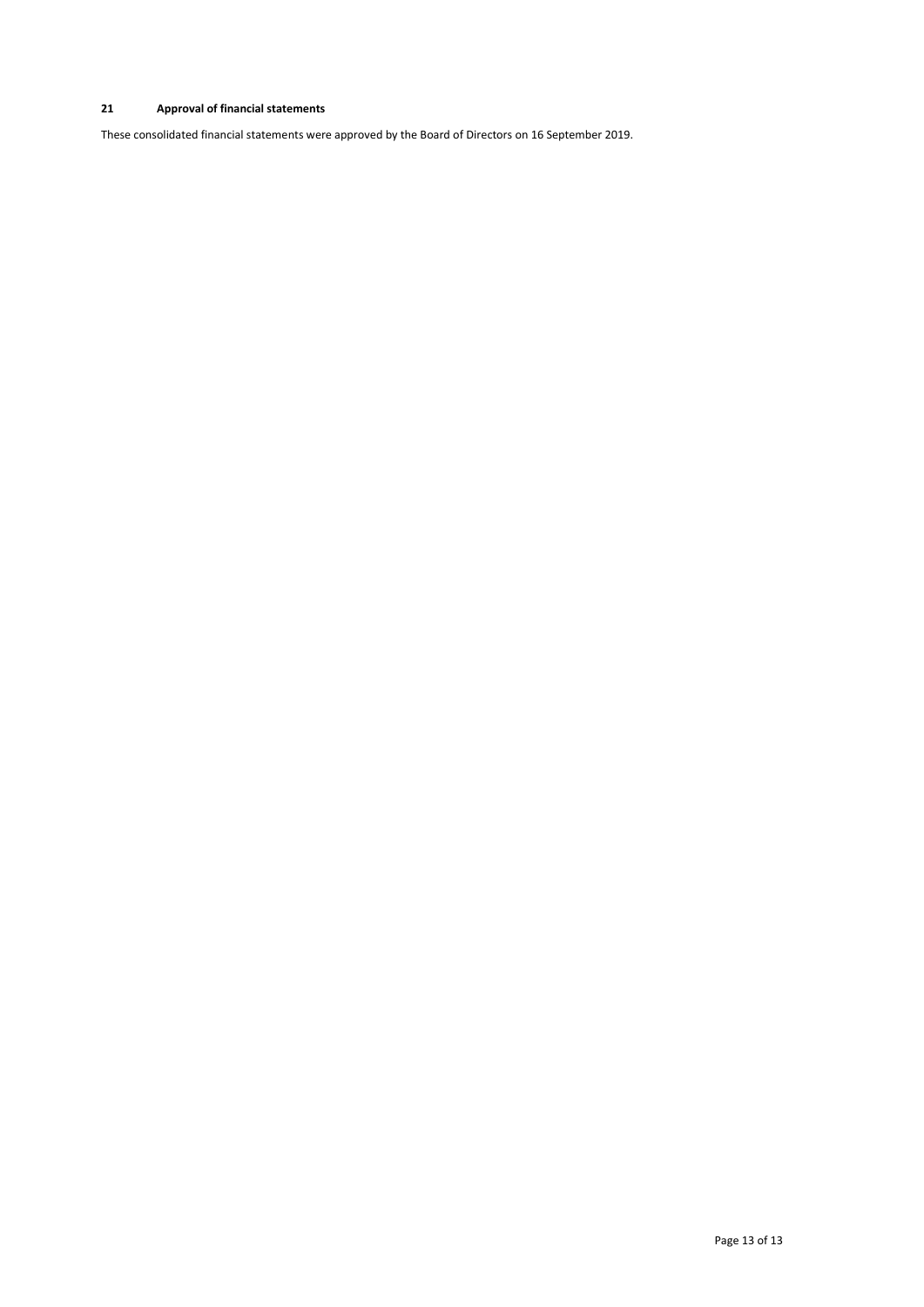## 21 Approval of financial statements

These consolidated financial statements were approved by the Board of Directors on 16 September 2019.